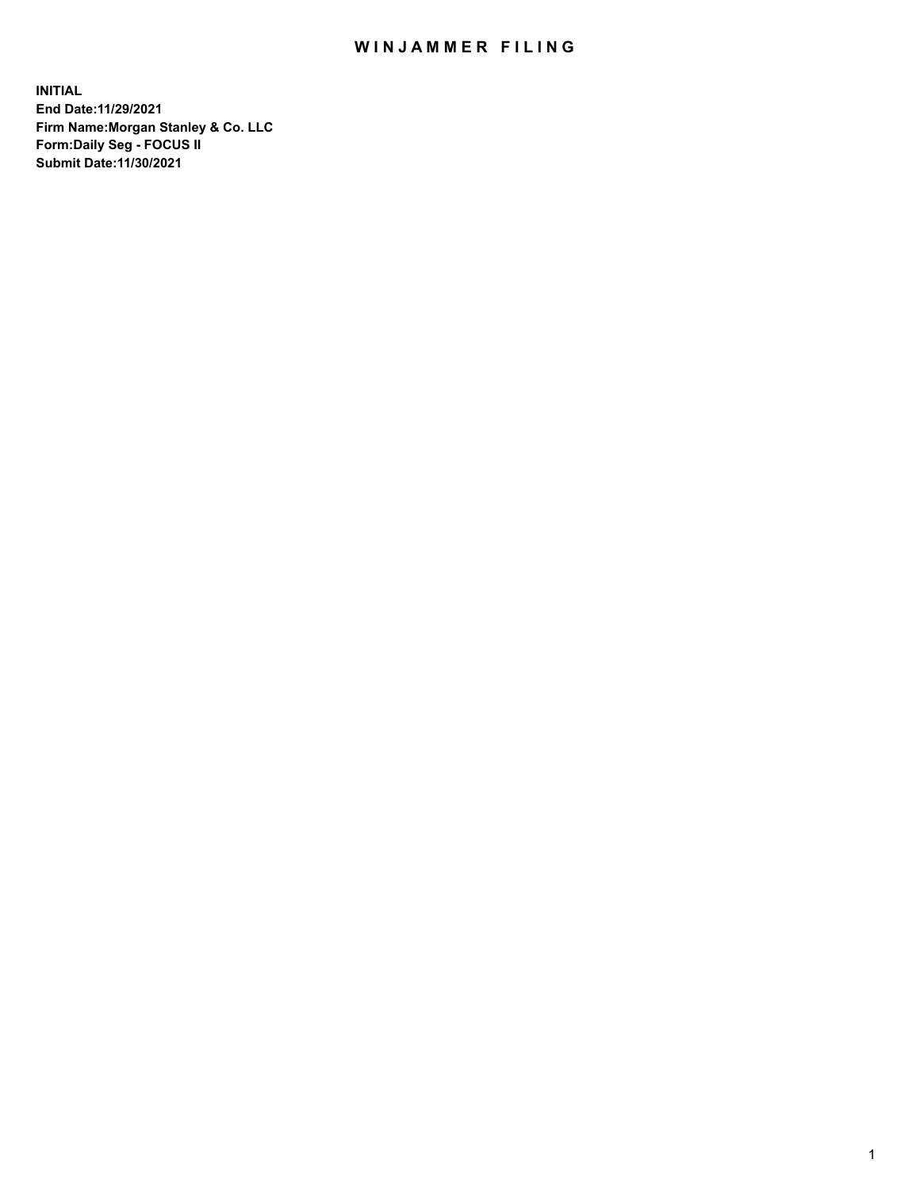# WINJAMMER FILING

**INITIAL**
**End Date:11/29/2021**
**Firm Name:Morgan Stanley & Co. LLC**
**Form:Daily Seg - FOCUS II**
**Submit Date:11/30/2021**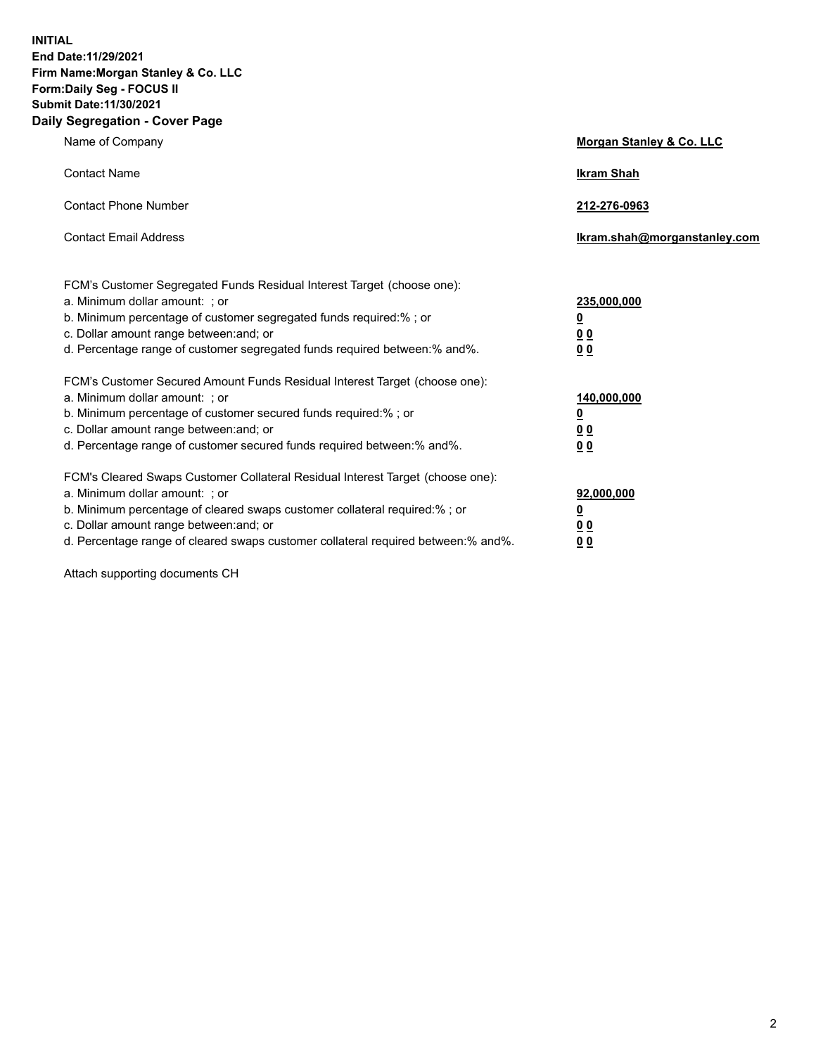**INITIAL**
**End Date:11/29/2021**
**Firm Name:Morgan Stanley & Co. LLC**
**Form:Daily Seg - FOCUS II**
**Submit Date:11/30/2021**
**Daily Segregation - Cover Page**

| | |
|---|---|
| Name of Company | **Morgan Stanley & Co. LLC** |
| Contact Name | **Ikram Shah** |
| Contact Phone Number | **212-276-0963** |
| Contact Email Address | **Ikram.shah@morganstanley.com** |

FCM's Customer Segregated Funds Residual Interest Target (choose one):

| | |
|---|---|
| a. Minimum dollar amount: ; or | **235,000,000** |
| b. Minimum percentage of customer segregated funds required:% ; or | **0** |
| c. Dollar amount range between:and; or | **0 0** |
| d. Percentage range of customer segregated funds required between:% and%. | **0 0** |

FCM's Customer Secured Amount Funds Residual Interest Target (choose one):

| | |
|---|---|
| a. Minimum dollar amount: ; or | **140,000,000** |
| b. Minimum percentage of customer secured funds required:% ; or | **0** |
| c. Dollar amount range between:and; or | **0 0** |
| d. Percentage range of customer secured funds required between:% and%. | **0 0** |

FCM's Cleared Swaps Customer Collateral Residual Interest Target (choose one):

| | |
|---|---|
| a. Minimum dollar amount: ; or | **92,000,000** |
| b. Minimum percentage of cleared swaps customer collateral required:% ; or | **0** |
| c. Dollar amount range between:and; or | **0 0** |
| d. Percentage range of cleared swaps customer collateral required between:% and%. | **0 0** |

Attach supporting documents CH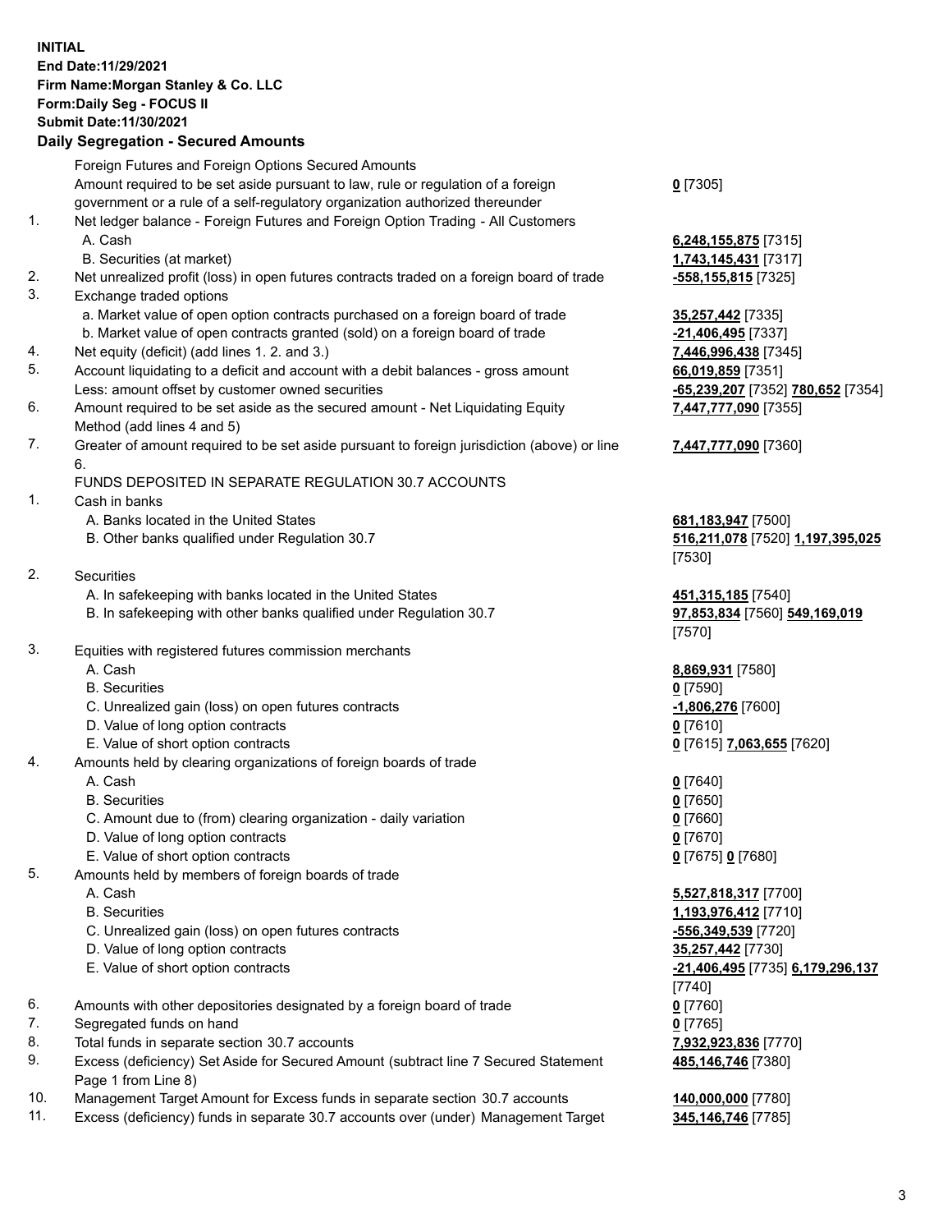**INITIAL**
**End Date:11/29/2021**
**Firm Name:Morgan Stanley & Co. LLC**
**Form:Daily Seg - FOCUS II**
**Submit Date:11/30/2021**

## Daily Segregation - Secured Amounts

| | | |
|---|---|---|
| | Foreign Futures and Foreign Options Secured Amounts | |
| | Amount required to be set aside pursuant to law, rule or regulation of a foreign government or a rule of a self-regulatory organization authorized thereunder | **0** [7305] |
| 1. | Net ledger balance - Foreign Futures and Foreign Option Trading - All Customers | |
| | A. Cash | **6,248,155,875** [7315] |
| | B. Securities (at market) | **1,743,145,431** [7317] |
| 2. | Net unrealized profit (loss) in open futures contracts traded on a foreign board of trade | **-558,155,815** [7325] |
| 3. | Exchange traded options | |
| | a. Market value of open option contracts purchased on a foreign board of trade | **35,257,442** [7335] |
| | b. Market value of open contracts granted (sold) on a foreign board of trade | **-21,406,495** [7337] |
| 4. | Net equity (deficit) (add lines 1. 2. and 3.) | **7,446,996,438** [7345] |
| 5. | Account liquidating to a deficit and account with a debit balances - gross amount | **66,019,859** [7351] |
| | Less: amount offset by customer owned securities | **-65,239,207** [7352] **780,652** [7354] |
| 6. | Amount required to be set aside as the secured amount - Net Liquidating Equity Method (add lines 4 and 5) | **7,447,777,090** [7355] |
| 7. | Greater of amount required to be set aside pursuant to foreign jurisdiction (above) or line 6. | **7,447,777,090** [7360] |
| | FUNDS DEPOSITED IN SEPARATE REGULATION 30.7 ACCOUNTS | |
| 1. | Cash in banks | |
| | A. Banks located in the United States | **681,183,947** [7500] |
| | B. Other banks qualified under Regulation 30.7 | **516,211,078** [7520] **1,197,395,025** [7530] |
| 2. | Securities | |
| | A. In safekeeping with banks located in the United States | **451,315,185** [7540] |
| | B. In safekeeping with other banks qualified under Regulation 30.7 | **97,853,834** [7560] **549,169,019** [7570] |
| 3. | Equities with registered futures commission merchants | |
| | A. Cash | **8,869,931** [7580] |
| | B. Securities | **0** [7590] |
| | C. Unrealized gain (loss) on open futures contracts | **-1,806,276** [7600] |
| | D. Value of long option contracts | **0** [7610] |
| | E. Value of short option contracts | **0** [7615] **7,063,655** [7620] |
| 4. | Amounts held by clearing organizations of foreign boards of trade | |
| | A. Cash | **0** [7640] |
| | B. Securities | **0** [7650] |
| | C. Amount due to (from) clearing organization - daily variation | **0** [7660] |
| | D. Value of long option contracts | **0** [7670] |
| | E. Value of short option contracts | **0** [7675] **0** [7680] |
| 5. | Amounts held by members of foreign boards of trade | |
| | A. Cash | **5,527,818,317** [7700] |
| | B. Securities | **1,193,976,412** [7710] |
| | C. Unrealized gain (loss) on open futures contracts | **-556,349,539** [7720] |
| | D. Value of long option contracts | **35,257,442** [7730] |
| | E. Value of short option contracts | **-21,406,495** [7735] **6,179,296,137** [7740] |
| 6. | Amounts with other depositories designated by a foreign board of trade | **0** [7760] |
| 7. | Segregated funds on hand | **0** [7765] |
| 8. | Total funds in separate section 30.7 accounts | **7,932,923,836** [7770] |
| 9. | Excess (deficiency) Set Aside for Secured Amount (subtract line 7 Secured Statement Page 1 from Line 8) | **485,146,746** [7380] |
| 10. | Management Target Amount for Excess funds in separate section 30.7 accounts | **140,000,000** [7780] |
| 11. | Excess (deficiency) funds in separate 30.7 accounts over (under) Management Target | **345,146,746** [7785] |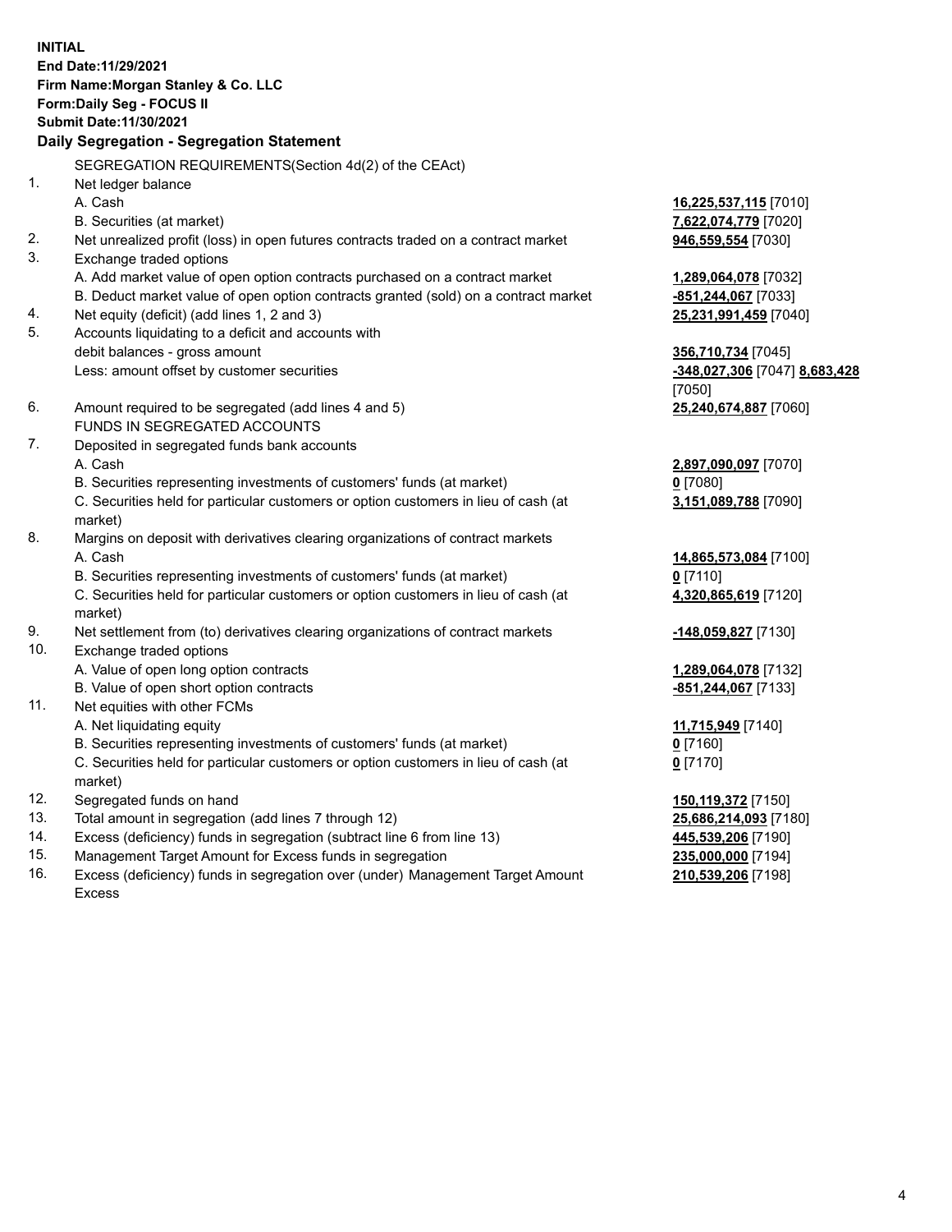**INITIAL**
**End Date:11/29/2021**
**Firm Name:Morgan Stanley & Co. LLC**
**Form:Daily Seg - FOCUS II**
**Submit Date:11/30/2021**

## Daily Segregation - Segregation Statement

| | | |
|---|---|---|
| | SEGREGATION REQUIREMENTS(Section 4d(2) of the CEAct) | |
| 1. | Net ledger balance | |
| | A. Cash | **16,225,537,115** [7010] |
| | B. Securities (at market) | **7,622,074,779** [7020] |
| 2. | Net unrealized profit (loss) in open futures contracts traded on a contract market | **946,559,554** [7030] |
| 3. | Exchange traded options | |
| | A. Add market value of open option contracts purchased on a contract market | **1,289,064,078** [7032] |
| | B. Deduct market value of open option contracts granted (sold) on a contract market | **-851,244,067** [7033] |
| 4. | Net equity (deficit) (add lines 1, 2 and 3) | **25,231,991,459** [7040] |
| 5. | Accounts liquidating to a deficit and accounts with | |
| | debit balances - gross amount | **356,710,734** [7045] |
| | Less: amount offset by customer securities | **-348,027,306** [7047] **8,683,428** [7050] |
| 6. | Amount required to be segregated (add lines 4 and 5) | **25,240,674,887** [7060] |
| | FUNDS IN SEGREGATED ACCOUNTS | |
| 7. | Deposited in segregated funds bank accounts | |
| | A. Cash | **2,897,090,097** [7070] |
| | B. Securities representing investments of customers' funds (at market) | **0** [7080] |
| | C. Securities held for particular customers or option customers in lieu of cash (at market) | **3,151,089,788** [7090] |
| 8. | Margins on deposit with derivatives clearing organizations of contract markets | |
| | A. Cash | **14,865,573,084** [7100] |
| | B. Securities representing investments of customers' funds (at market) | **0** [7110] |
| | C. Securities held for particular customers or option customers in lieu of cash (at market) | **4,320,865,619** [7120] |
| 9. | Net settlement from (to) derivatives clearing organizations of contract markets | **-148,059,827** [7130] |
| 10. | Exchange traded options | |
| | A. Value of open long option contracts | **1,289,064,078** [7132] |
| | B. Value of open short option contracts | **-851,244,067** [7133] |
| 11. | Net equities with other FCMs | |
| | A. Net liquidating equity | **11,715,949** [7140] |
| | B. Securities representing investments of customers' funds (at market) | **0** [7160] |
| | C. Securities held for particular customers or option customers in lieu of cash (at market) | **0** [7170] |
| 12. | Segregated funds on hand | **150,119,372** [7150] |
| 13. | Total amount in segregation (add lines 7 through 12) | **25,686,214,093** [7180] |
| 14. | Excess (deficiency) funds in segregation (subtract line 6 from line 13) | **445,539,206** [7190] |
| 15. | Management Target Amount for Excess funds in segregation | **235,000,000** [7194] |
| 16. | Excess (deficiency) funds in segregation over (under) Management Target Amount Excess | **210,539,206** [7198] |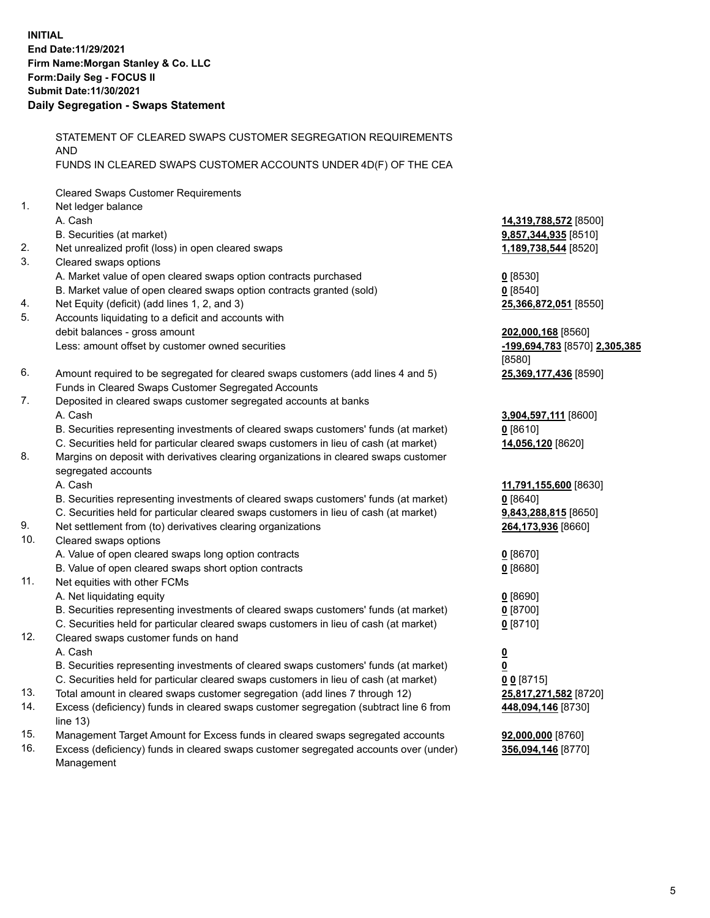**INITIAL**
**End Date:11/29/2021**
**Firm Name:Morgan Stanley & Co. LLC**
**Form:Daily Seg - FOCUS II**
**Submit Date:11/30/2021**
**Daily Segregation - Swaps Statement**

STATEMENT OF CLEARED SWAPS CUSTOMER SEGREGATION REQUIREMENTS AND
FUNDS IN CLEARED SWAPS CUSTOMER ACCOUNTS UNDER 4D(F) OF THE CEA

| | | |
|---|---|---|
| | Cleared Swaps Customer Requirements | |
| 1. | Net ledger balance | |
| | A. Cash | **14,319,788,572** [8500] |
| | B. Securities (at market) | **9,857,344,935** [8510] |
| 2. | Net unrealized profit (loss) in open cleared swaps | **1,189,738,544** [8520] |
| 3. | Cleared swaps options | |
| | A. Market value of open cleared swaps option contracts purchased | **0** [8530] |
| | B. Market value of open cleared swaps option contracts granted (sold) | **0** [8540] |
| 4. | Net Equity (deficit) (add lines 1, 2, and 3) | **25,366,872,051** [8550] |
| 5. | Accounts liquidating to a deficit and accounts with debit balances - gross amount | **202,000,168** [8560] |
| | Less: amount offset by customer owned securities | **-199,694,783** [8570] **2,305,385** [8580] |
| 6. | Amount required to be segregated for cleared swaps customers (add lines 4 and 5) | **25,369,177,436** [8590] |
| | Funds in Cleared Swaps Customer Segregated Accounts | |
| 7. | Deposited in cleared swaps customer segregated accounts at banks | |
| | A. Cash | **3,904,597,111** [8600] |
| | B. Securities representing investments of cleared swaps customers' funds (at market) | **0** [8610] |
| | C. Securities held for particular cleared swaps customers in lieu of cash (at market) | **14,056,120** [8620] |
| 8. | Margins on deposit with derivatives clearing organizations in cleared swaps customer segregated accounts | |
| | A. Cash | **11,791,155,600** [8630] |
| | B. Securities representing investments of cleared swaps customers' funds (at market) | **0** [8640] |
| | C. Securities held for particular cleared swaps customers in lieu of cash (at market) | **9,843,288,815** [8650] |
| 9. | Net settlement from (to) derivatives clearing organizations | **264,173,936** [8660] |
| 10. | Cleared swaps options | |
| | A. Value of open cleared swaps long option contracts | **0** [8670] |
| | B. Value of open cleared swaps short option contracts | **0** [8680] |
| 11. | Net equities with other FCMs | |
| | A. Net liquidating equity | **0** [8690] |
| | B. Securities representing investments of cleared swaps customers' funds (at market) | **0** [8700] |
| | C. Securities held for particular cleared swaps customers in lieu of cash (at market) | **0** [8710] |
| 12. | Cleared swaps customer funds on hand | |
| | A. Cash | **0** |
| | B. Securities representing investments of cleared swaps customers' funds (at market) | **0** |
| | C. Securities held for particular cleared swaps customers in lieu of cash (at market) | **0** **0** [8715] |
| 13. | Total amount in cleared swaps customer segregation (add lines 7 through 12) | **25,817,271,582** [8720] |
| 14. | Excess (deficiency) funds in cleared swaps customer segregation (subtract line 6 from line 13) | **448,094,146** [8730] |
| 15. | Management Target Amount for Excess funds in cleared swaps segregated accounts | **92,000,000** [8760] |
| 16. | Excess (deficiency) funds in cleared swaps customer segregated accounts over (under) Management | **356,094,146** [8770] |